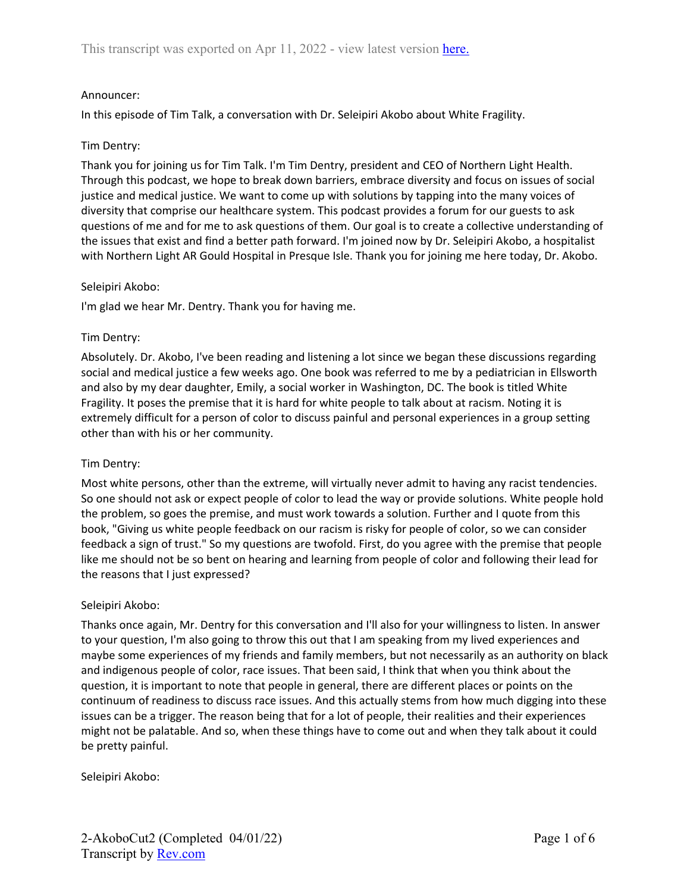Announcer:

In this episode of Tim Talk, a conversation with Dr. Seleipiri Akobo about White Fragility.

Tim Dentry:

Thank you for joining us for Tim Talk. I'm Tim Dentry, president and CEO of Northern Light Health. Through this podcast, we hope to break down barriers, embrace diversity and focus on issues of social justice and medical justice. We want to come up with solutions by tapping into the many voices of diversity that comprise our healthcare system. This podcast provides a forum for our guests to ask questions of me and for me to ask questions of them. Our goal is to create a collective understanding of the issues that exist and find a better path forward. I'm joined now by Dr. Seleipiri Akobo, a hospitalist with Northern Light AR Gould Hospital in Presque Isle. Thank you for joining me here today, Dr. Akobo.

Seleipiri Akobo:

I'm glad we hear Mr. Dentry. Thank you for having me.

Tim Dentry:

Absolutely. Dr. Akobo, I've been reading and listening a lot since we began these discussions regarding social and medical justice a few weeks ago. One book was referred to me by a pediatrician in Ellsworth and also by my dear daughter, Emily, a social worker in Washington, DC. The book is titled White Fragility. It poses the premise that it is hard for white people to talk about at racism. Noting it is extremely difficult for a person of color to discuss painful and personal experiences in a group setting other than with his or her community.

Tim Dentry:

Most white persons, other than the extreme, will virtually never admit to having any racist tendencies. So one should not ask or expect people of color to lead the way or provide solutions. White people hold the problem, so goes the premise, and must work towards a solution. Further and I quote from this book, "Giving us white people feedback on our racism is risky for people of color, so we can consider feedback a sign of trust." So my questions are twofold. First, do you agree with the premise that people like me should not be so bent on hearing and learning from people of color and following their lead for the reasons that I just expressed?

Seleipiri Akobo:

Thanks once again, Mr. Dentry for this conversation and I'll also for your willingness to listen. In answer to your question, I'm also going to throw this out that I am speaking from my lived experiences and maybe some experiences of my friends and family members, but not necessarily as an authority on black and indigenous people of color, race issues. That been said, I think that when you think about the question, it is important to note that people in general, there are different places or points on the continuum of readiness to discuss race issues. And this actually stems from how much digging into these issues can be a trigger. The reason being that for a lot of people, their realities and their experiences might not be palatable. And so, when these things have to come out and when they talk about it could be pretty painful.

Seleipiri Akobo: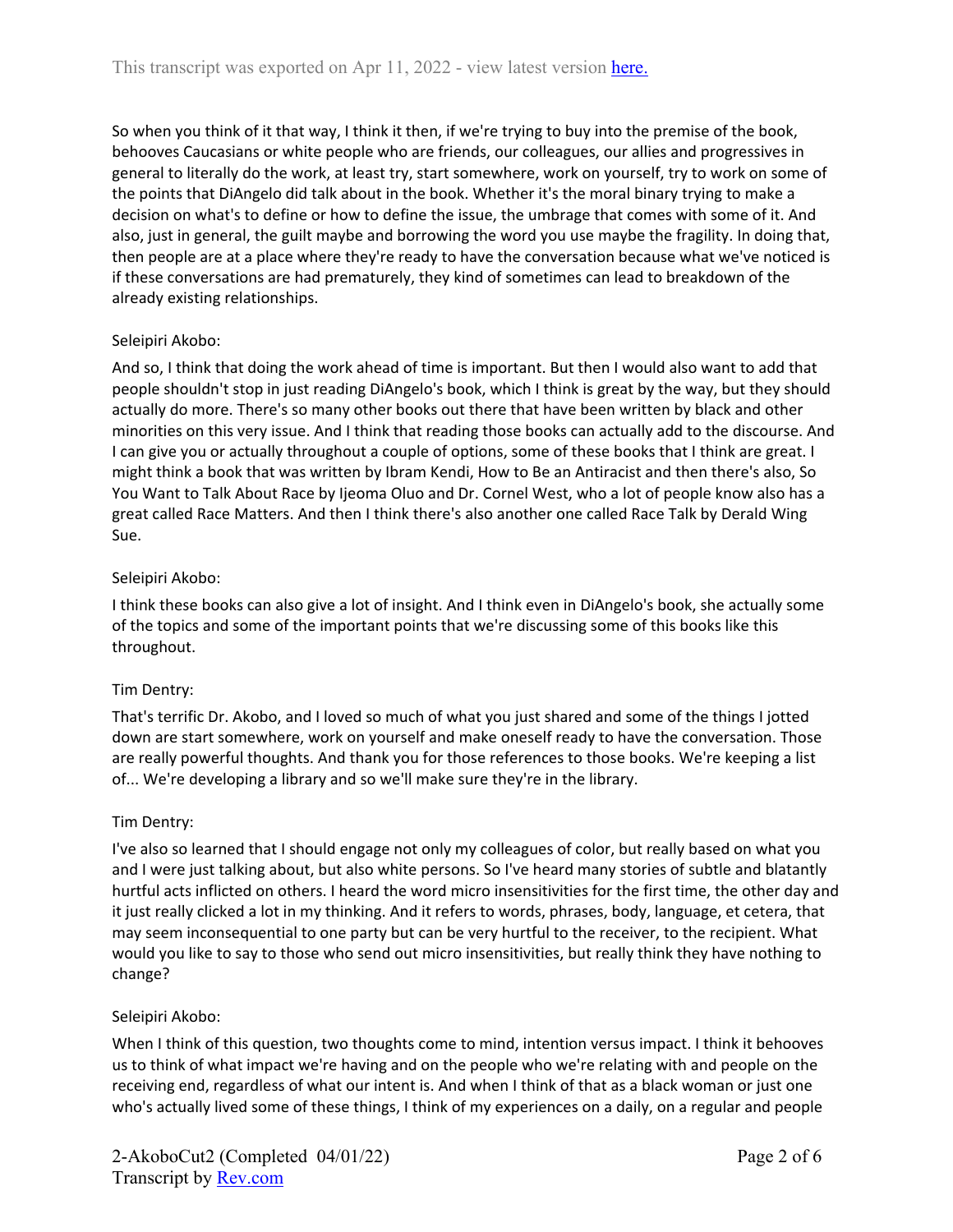So when you think of it that way, I think it then, if we're trying to buy into the premise of the book, behooves Caucasians or white people who are friends, our colleagues, our allies and progressives in general to literally do the work, at least try, start somewhere, work on yourself, try to work on some of the points that DiAngelo did talk about in the book. Whether it's the moral binary trying to make a decision on what's to define or how to define the issue, the umbrage that comes with some of it. And also, just in general, the guilt maybe and borrowing the word you use maybe the fragility. In doing that, then people are at a place where they're ready to have the conversation because what we've noticed is if these conversations are had prematurely, they kind of sometimes can lead to breakdown of the already existing relationships.

Seleipiri Akobo:

And so, I think that doing the work ahead of time is important. But then I would also want to add that people shouldn't stop in just reading DiAngelo's book, which I think is great by the way, but they should actually do more. There's so many other books out there that have been written by black and other minorities on this very issue. And I think that reading those books can actually add to the discourse. And I can give you or actually throughout a couple of options, some of these books that I think are great. I might think a book that was written by Ibram Kendi, How to Be an Antiracist and then there's also, So You Want to Talk About Race by Ijeoma Oluo and Dr. Cornel West, who a lot of people know also has a great called Race Matters. And then I think there's also another one called Race Talk by Derald Wing Sue.

Seleipiri Akobo:

I think these books can also give a lot of insight. And I think even in DiAngelo's book, she actually some of the topics and some of the important points that we're discussing some of this books like this throughout.

Tim Dentry:

That's terrific Dr. Akobo, and I loved so much of what you just shared and some of the things I jotted down are start somewhere, work on yourself and make oneself ready to have the conversation. Those are really powerful thoughts. And thank you for those references to those books. We're keeping a list of... We're developing a library and so we'll make sure they're in the library.

Tim Dentry:

I've also so learned that I should engage not only my colleagues of color, but really based on what you and I were just talking about, but also white persons. So I've heard many stories of subtle and blatantly hurtful acts inflicted on others. I heard the word micro insensitivities for the first time, the other day and it just really clicked a lot in my thinking. And it refers to words, phrases, body, language, et cetera, that may seem inconsequential to one party but can be very hurtful to the receiver, to the recipient. What would you like to say to those who send out micro insensitivities, but really think they have nothing to change?

Seleipiri Akobo:

When I think of this question, two thoughts come to mind, intention versus impact. I think it behooves us to think of what impact we're having and on the people who we're relating with and people on the receiving end, regardless of what our intent is. And when I think of that as a black woman or just one who's actually lived some of these things, I think of my experiences on a daily, on a regular and people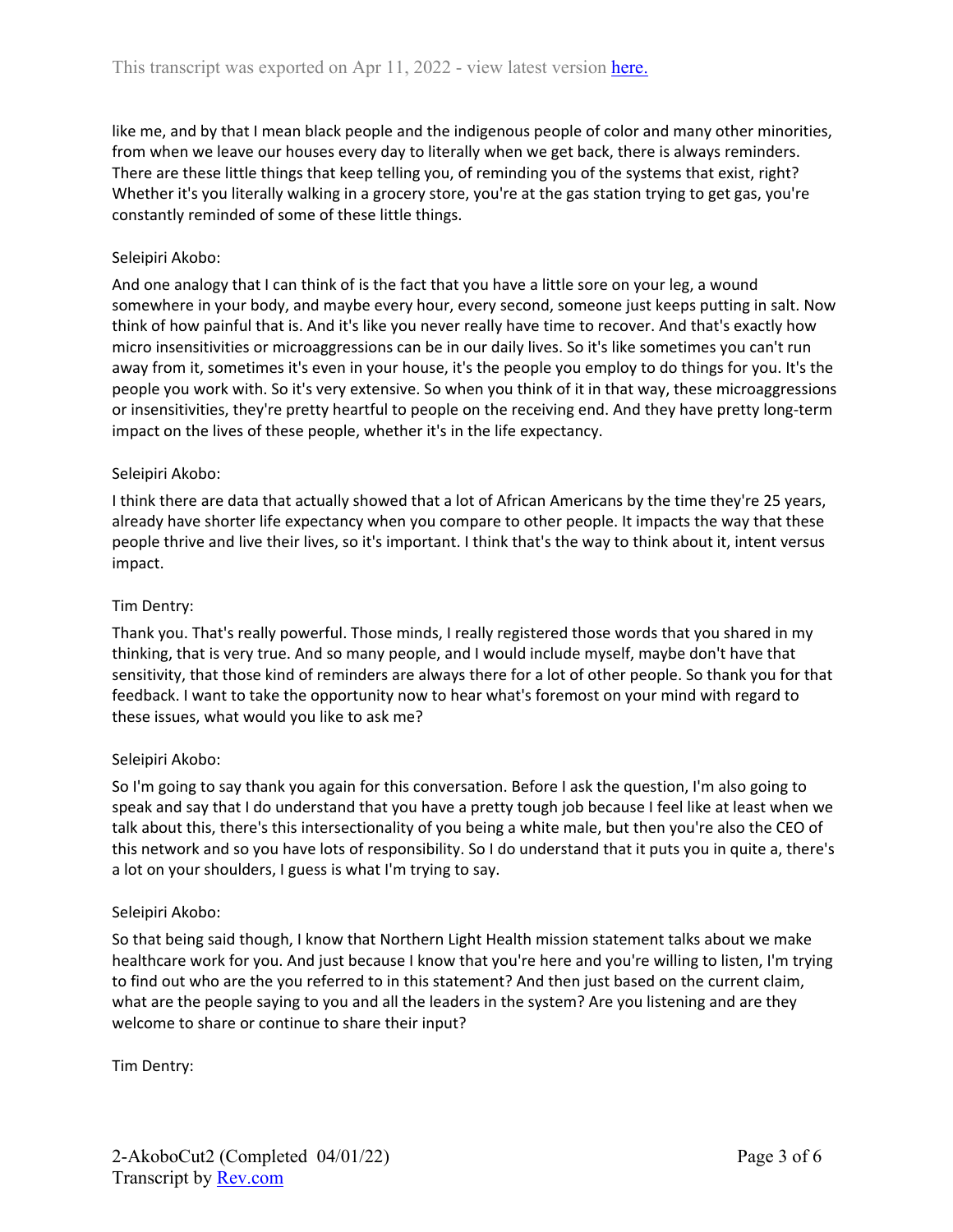like me, and by that I mean black people and the indigenous people of color and many other minorities, from when we leave our houses every day to literally when we get back, there is always reminders. There are these little things that keep telling you, of reminding you of the systems that exist, right? Whether it's you literally walking in a grocery store, you're at the gas station trying to get gas, you're constantly reminded of some of these little things.

Seleipiri Akobo:

And one analogy that I can think of is the fact that you have a little sore on your leg, a wound somewhere in your body, and maybe every hour, every second, someone just keeps putting in salt. Now think of how painful that is. And it's like you never really have time to recover. And that's exactly how micro insensitivities or microaggressions can be in our daily lives. So it's like sometimes you can't run away from it, sometimes it's even in your house, it's the people you employ to do things for you. It's the people you work with. So it's very extensive. So when you think of it in that way, these microaggressions or insensitivities, they're pretty heartful to people on the receiving end. And they have pretty long-term impact on the lives of these people, whether it's in the life expectancy.

Seleipiri Akobo:

I think there are data that actually showed that a lot of African Americans by the time they're 25 years, already have shorter life expectancy when you compare to other people. It impacts the way that these people thrive and live their lives, so it's important. I think that's the way to think about it, intent versus impact.

Tim Dentry:

Thank you. That's really powerful. Those minds, I really registered those words that you shared in my thinking, that is very true. And so many people, and I would include myself, maybe don't have that sensitivity, that those kind of reminders are always there for a lot of other people. So thank you for that feedback. I want to take the opportunity now to hear what's foremost on your mind with regard to these issues, what would you like to ask me?

Seleipiri Akobo:

So I'm going to say thank you again for this conversation. Before I ask the question, I'm also going to speak and say that I do understand that you have a pretty tough job because I feel like at least when we talk about this, there's this intersectionality of you being a white male, but then you're also the CEO of this network and so you have lots of responsibility. So I do understand that it puts you in quite a, there's a lot on your shoulders, I guess is what I'm trying to say.

Seleipiri Akobo:

So that being said though, I know that Northern Light Health mission statement talks about we make healthcare work for you. And just because I know that you're here and you're willing to listen, I'm trying to find out who are the you referred to in this statement? And then just based on the current claim, what are the people saying to you and all the leaders in the system? Are you listening and are they welcome to share or continue to share their input?

Tim Dentry: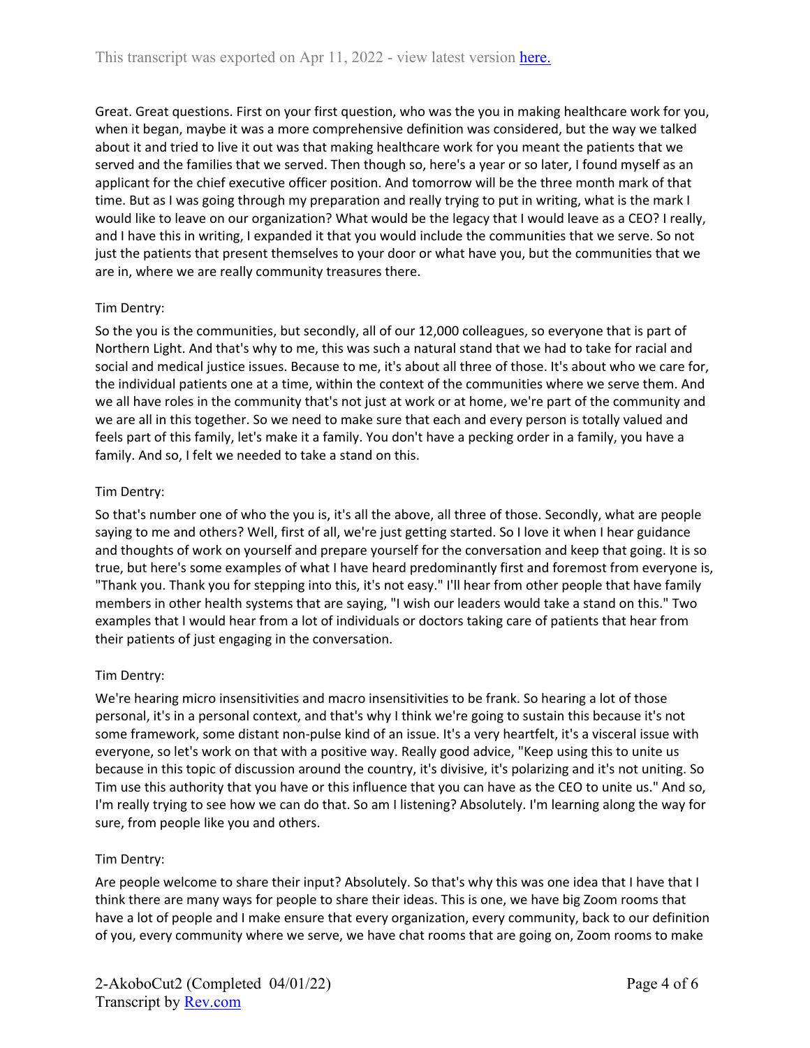Great. Great questions. First on your first question, who was the you in making healthcare work for you, when it began, maybe it was a more comprehensive definition was considered, but the way we talked about it and tried to live it out was that making healthcare work for you meant the patients that we served and the families that we served. Then though so, here's a year or so later, I found myself as an applicant for the chief executive officer position. And tomorrow will be the three month mark of that time. But as I was going through my preparation and really trying to put in writing, what is the mark I would like to leave on our organization? What would be the legacy that I would leave as a CEO? I really, and I have this in writing, I expanded it that you would include the communities that we serve. So not just the patients that present themselves to your door or what have you, but the communities that we are in, where we are really community treasures there.

Tim Dentry:

So the you is the communities, but secondly, all of our 12,000 colleagues, so everyone that is part of Northern Light. And that's why to me, this was such a natural stand that we had to take for racial and social and medical justice issues. Because to me, it's about all three of those. It's about who we care for, the individual patients one at a time, within the context of the communities where we serve them. And we all have roles in the community that's not just at work or at home, we're part of the community and we are all in this together. So we need to make sure that each and every person is totally valued and feels part of this family, let's make it a family. You don't have a pecking order in a family, you have a family. And so, I felt we needed to take a stand on this.

Tim Dentry:

So that's number one of who the you is, it's all the above, all three of those. Secondly, what are people saying to me and others? Well, first of all, we're just getting started. So I love it when I hear guidance and thoughts of work on yourself and prepare yourself for the conversation and keep that going. It is so true, but here's some examples of what I have heard predominantly first and foremost from everyone is, "Thank you. Thank you for stepping into this, it's not easy." I'll hear from other people that have family members in other health systems that are saying, "I wish our leaders would take a stand on this." Two examples that I would hear from a lot of individuals or doctors taking care of patients that hear from their patients of just engaging in the conversation.

Tim Dentry:

We're hearing micro insensitivities and macro insensitivities to be frank. So hearing a lot of those personal, it's in a personal context, and that's why I think we're going to sustain this because it's not some framework, some distant non-pulse kind of an issue. It's a very heartfelt, it's a visceral issue with everyone, so let's work on that with a positive way. Really good advice, "Keep using this to unite us because in this topic of discussion around the country, it's divisive, it's polarizing and it's not uniting. So Tim use this authority that you have or this influence that you can have as the CEO to unite us." And so, I'm really trying to see how we can do that. So am I listening? Absolutely. I'm learning along the way for sure, from people like you and others.

Tim Dentry:

Are people welcome to share their input? Absolutely. So that's why this was one idea that I have that I think there are many ways for people to share their ideas. This is one, we have big Zoom rooms that have a lot of people and I make ensure that every organization, every community, back to our definition of you, every community where we serve, we have chat rooms that are going on, Zoom rooms to make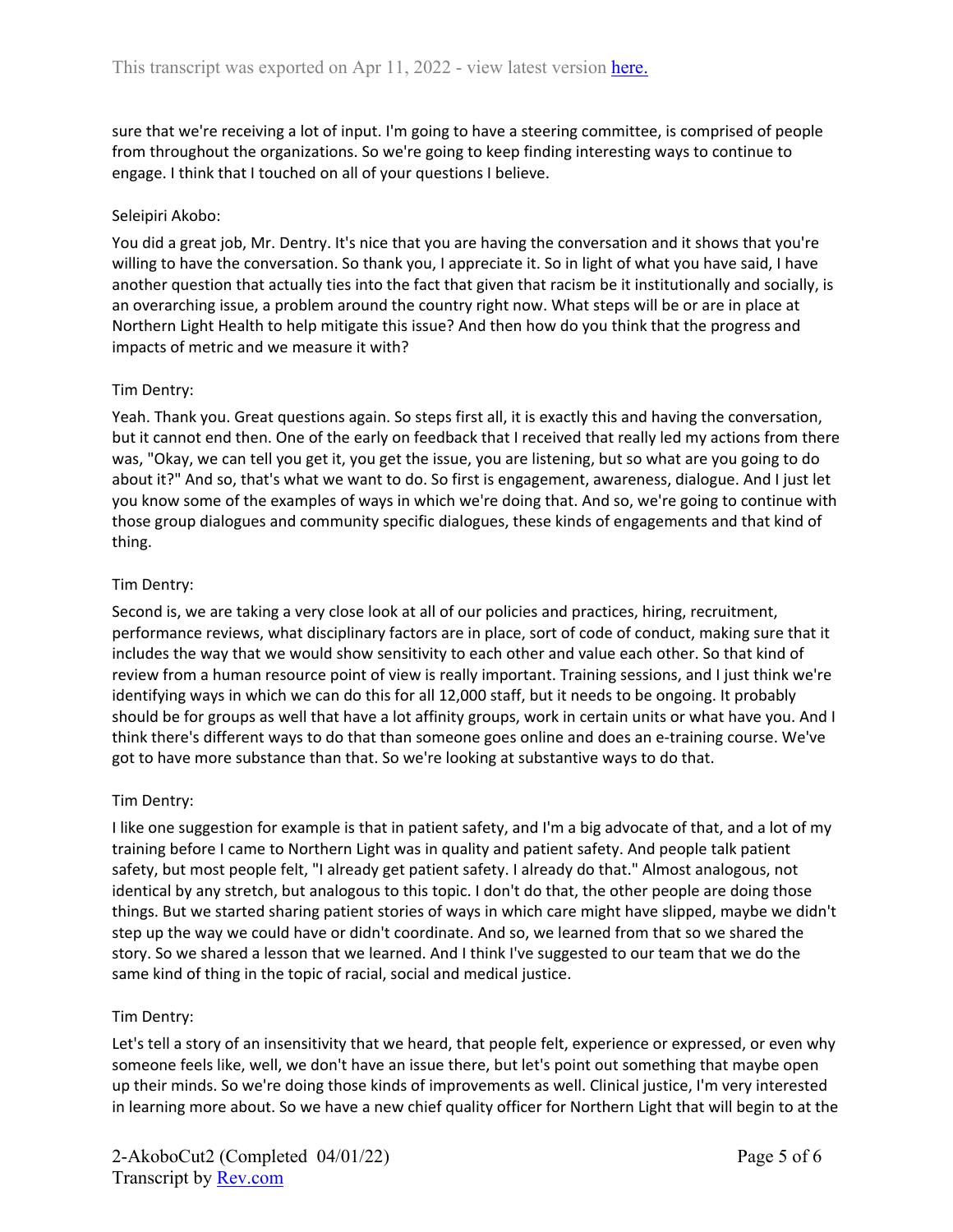sure that we're receiving a lot of input. I'm going to have a steering committee, is comprised of people from throughout the organizations. So we're going to keep finding interesting ways to continue to engage. I think that I touched on all of your questions I believe.

Seleipiri Akobo:

You did a great job, Mr. Dentry. It's nice that you are having the conversation and it shows that you're willing to have the conversation. So thank you, I appreciate it. So in light of what you have said, I have another question that actually ties into the fact that given that racism be it institutionally and socially, is an overarching issue, a problem around the country right now. What steps will be or are in place at Northern Light Health to help mitigate this issue? And then how do you think that the progress and impacts of metric and we measure it with?

Tim Dentry:

Yeah. Thank you. Great questions again. So steps first all, it is exactly this and having the conversation, but it cannot end then. One of the early on feedback that I received that really led my actions from there was, "Okay, we can tell you get it, you get the issue, you are listening, but so what are you going to do about it?" And so, that's what we want to do. So first is engagement, awareness, dialogue. And I just let you know some of the examples of ways in which we're doing that. And so, we're going to continue with those group dialogues and community specific dialogues, these kinds of engagements and that kind of thing.

Tim Dentry:

Second is, we are taking a very close look at all of our policies and practices, hiring, recruitment, performance reviews, what disciplinary factors are in place, sort of code of conduct, making sure that it includes the way that we would show sensitivity to each other and value each other. So that kind of review from a human resource point of view is really important. Training sessions, and I just think we're identifying ways in which we can do this for all 12,000 staff, but it needs to be ongoing. It probably should be for groups as well that have a lot affinity groups, work in certain units or what have you. And I think there's different ways to do that than someone goes online and does an e-training course. We've got to have more substance than that. So we're looking at substantive ways to do that.

Tim Dentry:

I like one suggestion for example is that in patient safety, and I'm a big advocate of that, and a lot of my training before I came to Northern Light was in quality and patient safety. And people talk patient safety, but most people felt, "I already get patient safety. I already do that." Almost analogous, not identical by any stretch, but analogous to this topic. I don't do that, the other people are doing those things. But we started sharing patient stories of ways in which care might have slipped, maybe we didn't step up the way we could have or didn't coordinate. And so, we learned from that so we shared the story. So we shared a lesson that we learned. And I think I've suggested to our team that we do the same kind of thing in the topic of racial, social and medical justice.

Tim Dentry:

Let's tell a story of an insensitivity that we heard, that people felt, experience or expressed, or even why someone feels like, well, we don't have an issue there, but let's point out something that maybe open up their minds. So we're doing those kinds of improvements as well. Clinical justice, I'm very interested in learning more about. So we have a new chief quality officer for Northern Light that will begin to at the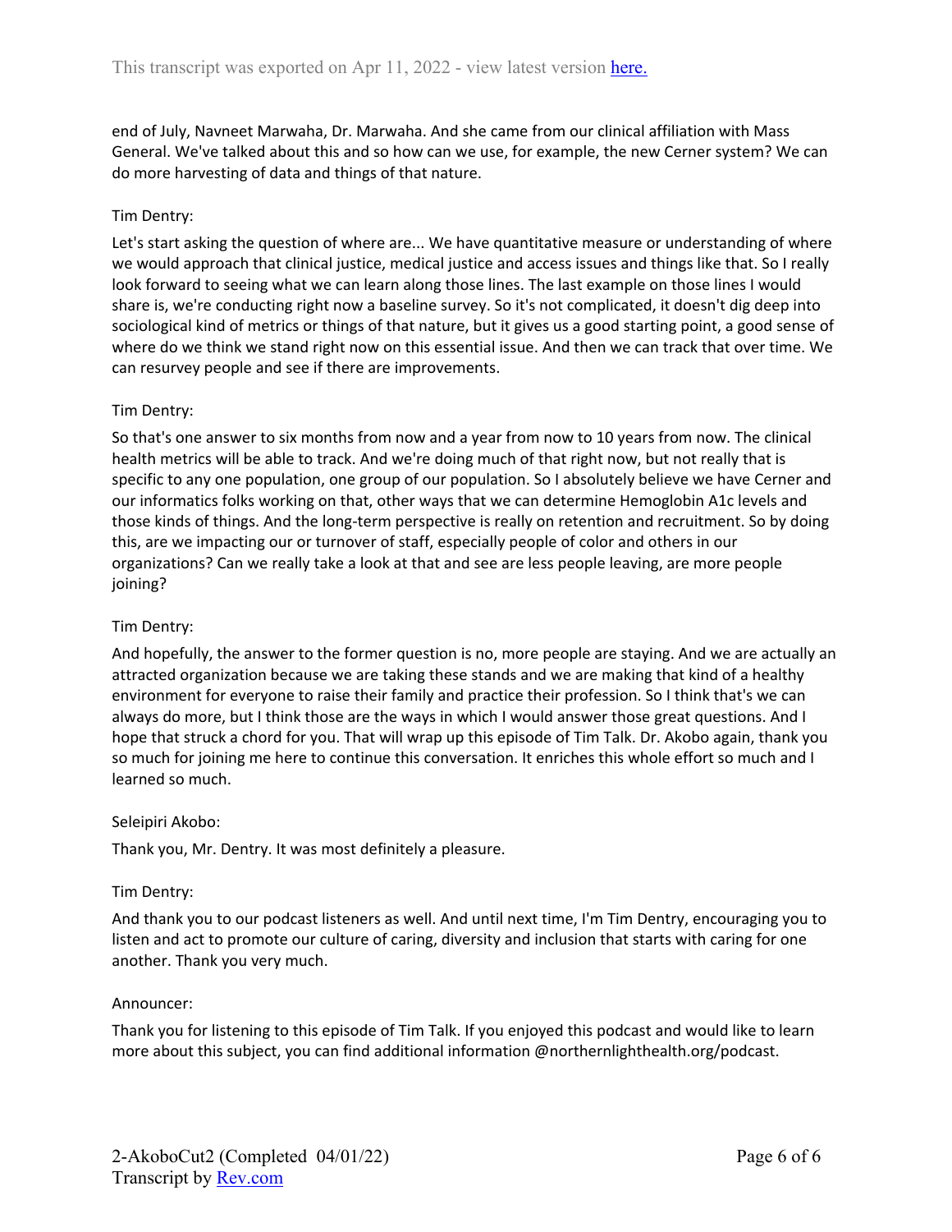end of July, Navneet Marwaha, Dr. Marwaha. And she came from our clinical affiliation with Mass General. We've talked about this and so how can we use, for example, the new Cerner system? We can do more harvesting of data and things of that nature.

Tim Dentry:

Let's start asking the question of where are... We have quantitative measure or understanding of where we would approach that clinical justice, medical justice and access issues and things like that. So I really look forward to seeing what we can learn along those lines. The last example on those lines I would share is, we're conducting right now a baseline survey. So it's not complicated, it doesn't dig deep into sociological kind of metrics or things of that nature, but it gives us a good starting point, a good sense of where do we think we stand right now on this essential issue. And then we can track that over time. We can resurvey people and see if there are improvements.

Tim Dentry:

So that's one answer to six months from now and a year from now to 10 years from now. The clinical health metrics will be able to track. And we're doing much of that right now, but not really that is specific to any one population, one group of our population. So I absolutely believe we have Cerner and our informatics folks working on that, other ways that we can determine Hemoglobin A1c levels and those kinds of things. And the long-term perspective is really on retention and recruitment. So by doing this, are we impacting our or turnover of staff, especially people of color and others in our organizations? Can we really take a look at that and see are less people leaving, are more people joining?

Tim Dentry:

And hopefully, the answer to the former question is no, more people are staying. And we are actually an attracted organization because we are taking these stands and we are making that kind of a healthy environment for everyone to raise their family and practice their profession. So I think that's we can always do more, but I think those are the ways in which I would answer those great questions. And I hope that struck a chord for you. That will wrap up this episode of Tim Talk. Dr. Akobo again, thank you so much for joining me here to continue this conversation. It enriches this whole effort so much and I learned so much.

Seleipiri Akobo:

Thank you, Mr. Dentry. It was most definitely a pleasure.

Tim Dentry:

And thank you to our podcast listeners as well. And until next time, I'm Tim Dentry, encouraging you to listen and act to promote our culture of caring, diversity and inclusion that starts with caring for one another. Thank you very much.

Announcer:

Thank you for listening to this episode of Tim Talk. If you enjoyed this podcast and would like to learn more about this subject, you can find additional information @northernlighthealth.org/podcast.